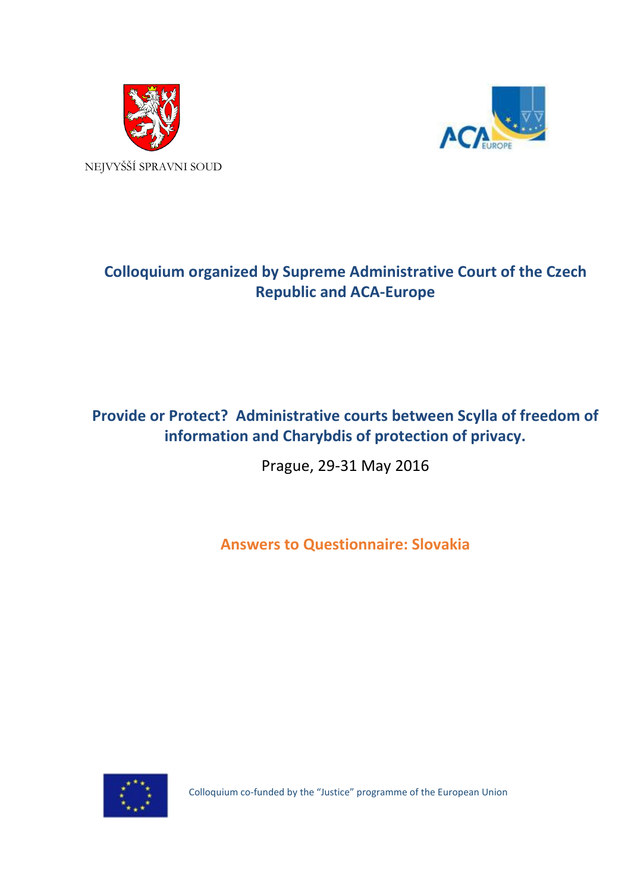NEJVYŠŠÍ SPRAVNI SOUD

**Colloquium organized by Supreme Administrative Court of the Czech Republic and ACA-Europe**

**Provide or Protect? Administrative courts between Scylla of freedom of information and Charybdis of protection of privacy.**

Prague, 29-31 May 2016

**Answers to Questionnaire: Slovakia**

Colloquium co-funded by the "Justice" programme of the European Union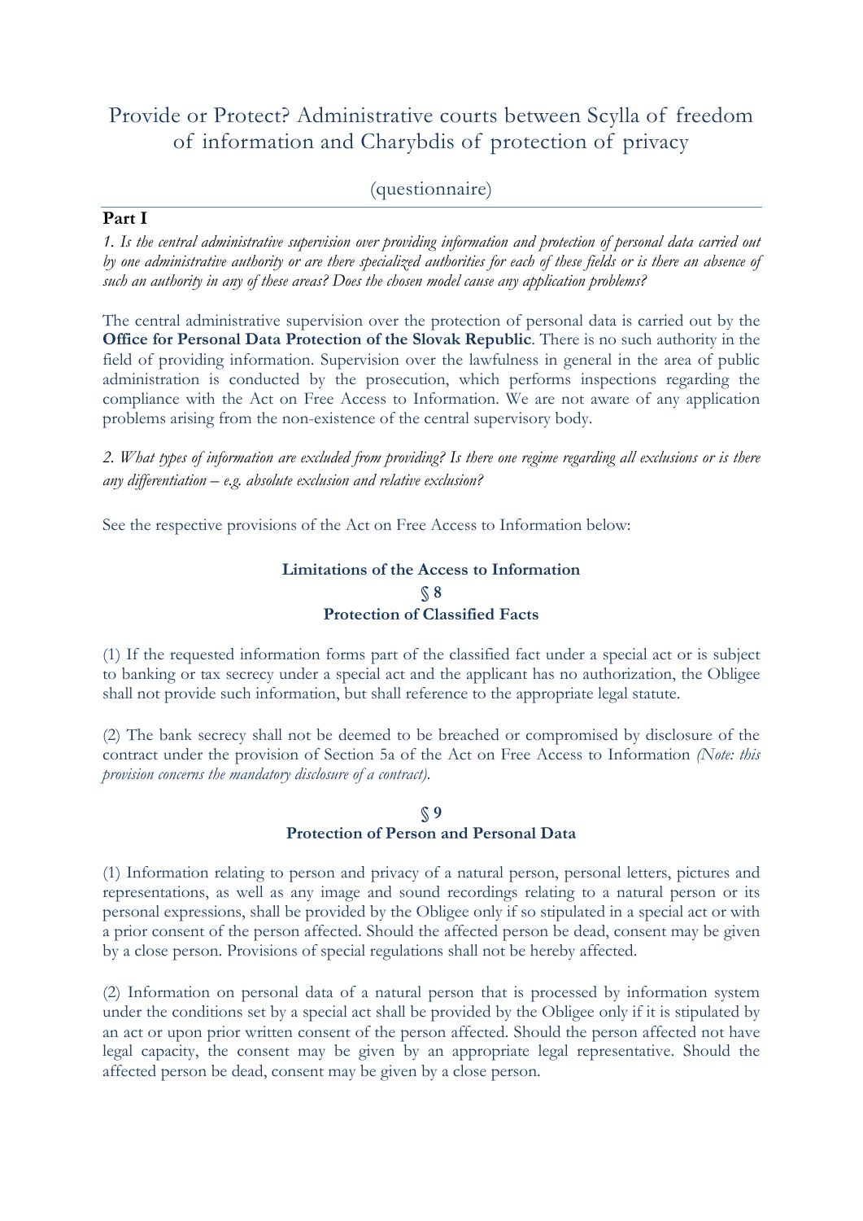# Provide or Protect? Administrative courts between Scylla of freedom of information and Charybdis of protection of privacy

(questionnaire)

## Part I

*1. Is the central administrative supervision over providing information and protection of personal data carried out by one administrative authority or are there specialized authorities for each of these fields or is there an absence of such an authority in any of these areas? Does the chosen model cause any application problems?*

The central administrative supervision over the protection of personal data is carried out by the **Office for Personal Data Protection of the Slovak Republic**. There is no such authority in the field of providing information. Supervision over the lawfulness in general in the area of public administration is conducted by the prosecution, which performs inspections regarding the compliance with the Act on Free Access to Information. We are not aware of any application problems arising from the non-existence of the central supervisory body.

*2. What types of information are excluded from providing? Is there one regime regarding all exclusions or is there any differentiation – e.g. absolute exclusion and relative exclusion?*

See the respective provisions of the Act on Free Access to Information below:

**Limitations of the Access to Information**

**§ 8**

**Protection of Classified Facts**

(1) If the requested information forms part of the classified fact under a special act or is subject to banking or tax secrecy under a special act and the applicant has no authorization, the Obligee shall not provide such information, but shall reference to the appropriate legal statute.

(2) The bank secrecy shall not be deemed to be breached or compromised by disclosure of the contract under the provision of Section 5a of the Act on Free Access to Information *(Note: this provision concerns the mandatory disclosure of a contract)*.

**§ 9**

**Protection of Person and Personal Data**

(1) Information relating to person and privacy of a natural person, personal letters, pictures and representations, as well as any image and sound recordings relating to a natural person or its personal expressions, shall be provided by the Obligee only if so stipulated in a special act or with a prior consent of the person affected. Should the affected person be dead, consent may be given by a close person. Provisions of special regulations shall not be hereby affected.

(2) Information on personal data of a natural person that is processed by information system under the conditions set by a special act shall be provided by the Obligee only if it is stipulated by an act or upon prior written consent of the person affected. Should the person affected not have legal capacity, the consent may be given by an appropriate legal representative. Should the affected person be dead, consent may be given by a close person.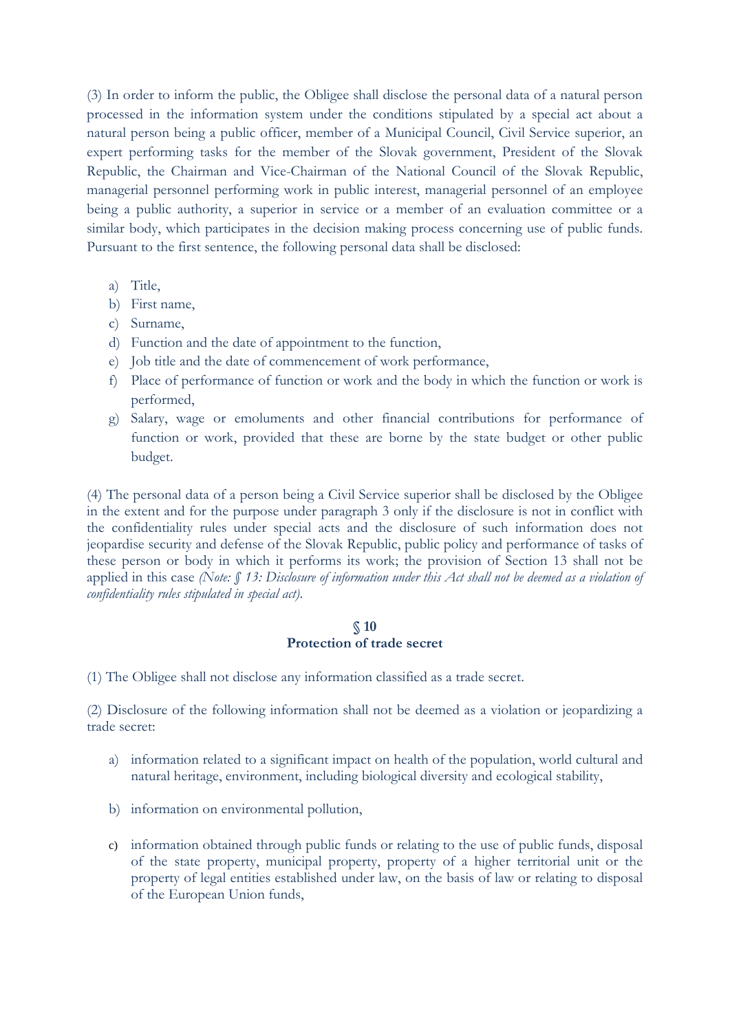(3) In order to inform the public, the Obligee shall disclose the personal data of a natural person processed in the information system under the conditions stipulated by a special act about a natural person being a public officer, member of a Municipal Council, Civil Service superior, an expert performing tasks for the member of the Slovak government, President of the Slovak Republic, the Chairman and Vice-Chairman of the National Council of the Slovak Republic, managerial personnel performing work in public interest, managerial personnel of an employee being a public authority, a superior in service or a member of an evaluation committee or a similar body, which participates in the decision making process concerning use of public funds. Pursuant to the first sentence, the following personal data shall be disclosed:

a) Title,
b) First name,
c) Surname,
d) Function and the date of appointment to the function,
e) Job title and the date of commencement of work performance,
f) Place of performance of function or work and the body in which the function or work is performed,
g) Salary, wage or emoluments and other financial contributions for performance of function or work, provided that these are borne by the state budget or other public budget.

(4) The personal data of a person being a Civil Service superior shall be disclosed by the Obligee in the extent and for the purpose under paragraph 3 only if the disclosure is not in conflict with the confidentiality rules under special acts and the disclosure of such information does not jeopardise security and defense of the Slovak Republic, public policy and performance of tasks of these person or body in which it performs its work; the provision of Section 13 shall not be applied in this case *(Note: § 13: Disclosure of information under this Act shall not be deemed as a violation of confidentiality rules stipulated in special act).*

## § 10
## Protection of trade secret

(1) The Obligee shall not disclose any information classified as a trade secret.

(2) Disclosure of the following information shall not be deemed as a violation or jeopardizing a trade secret:

a) information related to a significant impact on health of the population, world cultural and natural heritage, environment, including biological diversity and ecological stability,

b) information on environmental pollution,

c) information obtained through public funds or relating to the use of public funds, disposal of the state property, municipal property, property of a higher territorial unit or the property of legal entities established under law, on the basis of law or relating to disposal of the European Union funds,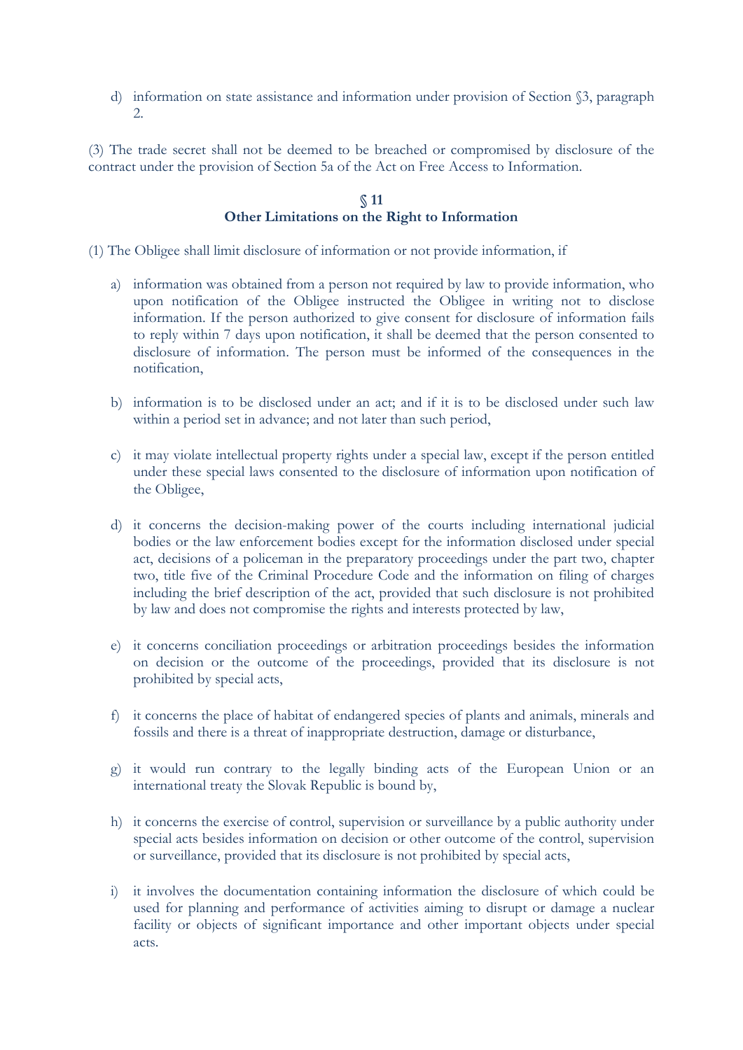d) information on state assistance and information under provision of Section §3, paragraph 2.

(3) The trade secret shall not be deemed to be breached or compromised by disclosure of the contract under the provision of Section 5a of the Act on Free Access to Information.

## § 11
## Other Limitations on the Right to Information

(1) The Obligee shall limit disclosure of information or not provide information, if

a) information was obtained from a person not required by law to provide information, who upon notification of the Obligee instructed the Obligee in writing not to disclose information. If the person authorized to give consent for disclosure of information fails to reply within 7 days upon notification, it shall be deemed that the person consented to disclosure of information. The person must be informed of the consequences in the notification,

b) information is to be disclosed under an act; and if it is to be disclosed under such law within a period set in advance; and not later than such period,

c) it may violate intellectual property rights under a special law, except if the person entitled under these special laws consented to the disclosure of information upon notification of the Obligee,

d) it concerns the decision-making power of the courts including international judicial bodies or the law enforcement bodies except for the information disclosed under special act, decisions of a policeman in the preparatory proceedings under the part two, chapter two, title five of the Criminal Procedure Code and the information on filing of charges including the brief description of the act, provided that such disclosure is not prohibited by law and does not compromise the rights and interests protected by law,

e) it concerns conciliation proceedings or arbitration proceedings besides the information on decision or the outcome of the proceedings, provided that its disclosure is not prohibited by special acts,

f) it concerns the place of habitat of endangered species of plants and animals, minerals and fossils and there is a threat of inappropriate destruction, damage or disturbance,

g) it would run contrary to the legally binding acts of the European Union or an international treaty the Slovak Republic is bound by,

h) it concerns the exercise of control, supervision or surveillance by a public authority under special acts besides information on decision or other outcome of the control, supervision or surveillance, provided that its disclosure is not prohibited by special acts,

i) it involves the documentation containing information the disclosure of which could be used for planning and performance of activities aiming to disrupt or damage a nuclear facility or objects of significant importance and other important objects under special acts.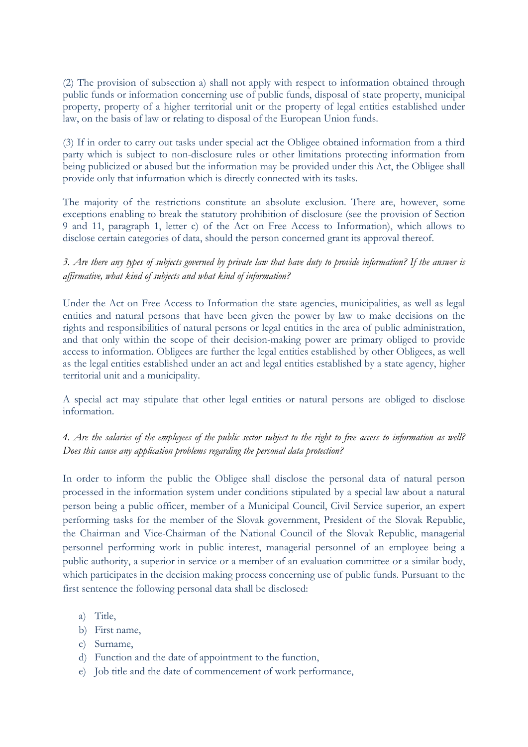(2) The provision of subsection a) shall not apply with respect to information obtained through public funds or information concerning use of public funds, disposal of state property, municipal property, property of a higher territorial unit or the property of legal entities established under law, on the basis of law or relating to disposal of the European Union funds.

(3) If in order to carry out tasks under special act the Obligee obtained information from a third party which is subject to non-disclosure rules or other limitations protecting information from being publicized or abused but the information may be provided under this Act, the Obligee shall provide only that information which is directly connected with its tasks.

The majority of the restrictions constitute an absolute exclusion. There are, however, some exceptions enabling to break the statutory prohibition of disclosure (see the provision of Section 9 and 11, paragraph 1, letter c) of the Act on Free Access to Information), which allows to disclose certain categories of data, should the person concerned grant its approval thereof.

*3. Are there any types of subjects governed by private law that have duty to provide information? If the answer is affirmative, what kind of subjects and what kind of information?*

Under the Act on Free Access to Information the state agencies, municipalities, as well as legal entities and natural persons that have been given the power by law to make decisions on the rights and responsibilities of natural persons or legal entities in the area of public administration, and that only within the scope of their decision-making power are primary obliged to provide access to information. Obligees are further the legal entities established by other Obligees, as well as the legal entities established under an act and legal entities established by a state agency, higher territorial unit and a municipality.

A special act may stipulate that other legal entities or natural persons are obliged to disclose information.

*4. Are the salaries of the employees of the public sector subject to the right to free access to information as well? Does this cause any application problems regarding the personal data protection?*

In order to inform the public the Obligee shall disclose the personal data of natural person processed in the information system under conditions stipulated by a special law about a natural person being a public officer, member of a Municipal Council, Civil Service superior, an expert performing tasks for the member of the Slovak government, President of the Slovak Republic, the Chairman and Vice-Chairman of the National Council of the Slovak Republic, managerial personnel performing work in public interest, managerial personnel of an employee being a public authority, a superior in service or a member of an evaluation committee or a similar body, which participates in the decision making process concerning use of public funds. Pursuant to the first sentence the following personal data shall be disclosed:

a) Title,
b) First name,
c) Surname,
d) Function and the date of appointment to the function,
e) Job title and the date of commencement of work performance,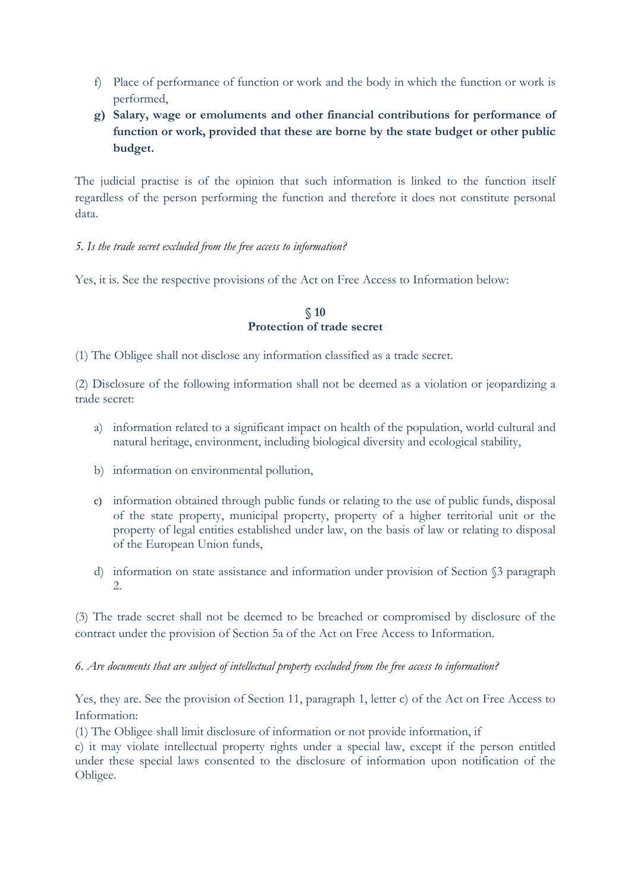f) Place of performance of function or work and the body in which the function or work is performed,

**g) Salary, wage or emoluments and other financial contributions for performance of function or work, provided that these are borne by the state budget or other public budget.**

The judicial practise is of the opinion that such information is linked to the function itself regardless of the person performing the function and therefore it does not constitute personal data.

*5. Is the trade secret excluded from the free access to information?*

Yes, it is. See the respective provisions of the Act on Free Access to Information below:

**§ 10**
**Protection of trade secret**

(1) The Obligee shall not disclose any information classified as a trade secret.

(2) Disclosure of the following information shall not be deemed as a violation or jeopardizing a trade secret:

a) information related to a significant impact on health of the population, world cultural and natural heritage, environment, including biological diversity and ecological stability,

b) information on environmental pollution,

c) information obtained through public funds or relating to the use of public funds, disposal of the state property, municipal property, property of a higher territorial unit or the property of legal entities established under law, on the basis of law or relating to disposal of the European Union funds,

d) information on state assistance and information under provision of Section §3 paragraph 2.

(3) The trade secret shall not be deemed to be breached or compromised by disclosure of the contract under the provision of Section 5a of the Act on Free Access to Information.

*6. Are documents that are subject of intellectual property excluded from the free access to information?*

Yes, they are. See the provision of Section 11, paragraph 1, letter c) of the Act on Free Access to Information:

(1) The Obligee shall limit disclosure of information or not provide information, if

c) it may violate intellectual property rights under a special law, except if the person entitled under these special laws consented to the disclosure of information upon notification of the Obligee.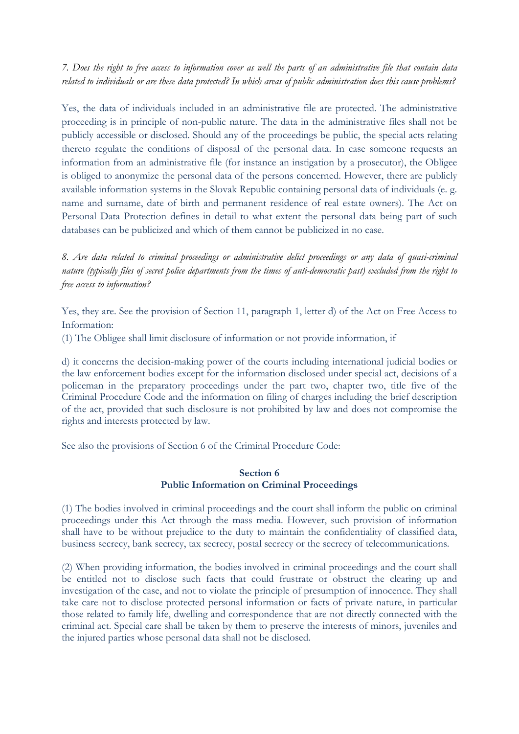*7. Does the right to free access to information cover as well the parts of an administrative file that contain data related to individuals or are these data protected? In which areas of public administration does this cause problems?*

Yes, the data of individuals included in an administrative file are protected. The administrative proceeding is in principle of non-public nature. The data in the administrative files shall not be publicly accessible or disclosed. Should any of the proceedings be public, the special acts relating thereto regulate the conditions of disposal of the personal data. In case someone requests an information from an administrative file (for instance an instigation by a prosecutor), the Obligee is obliged to anonymize the personal data of the persons concerned. However, there are publicly available information systems in the Slovak Republic containing personal data of individuals (e. g. name and surname, date of birth and permanent residence of real estate owners). The Act on Personal Data Protection defines in detail to what extent the personal data being part of such databases can be publicized and which of them cannot be publicized in no case.

*8. Are data related to criminal proceedings or administrative delict proceedings or any data of quasi-criminal nature (typically files of secret police departments from the times of anti-democratic past) excluded from the right to free access to information?*

Yes, they are. See the provision of Section 11, paragraph 1, letter d) of the Act on Free Access to Information:

(1) The Obligee shall limit disclosure of information or not provide information, if

d) it concerns the decision-making power of the courts including international judicial bodies or the law enforcement bodies except for the information disclosed under special act, decisions of a policeman in the preparatory proceedings under the part two, chapter two, title five of the Criminal Procedure Code and the information on filing of charges including the brief description of the act, provided that such disclosure is not prohibited by law and does not compromise the rights and interests protected by law.

See also the provisions of Section 6 of the Criminal Procedure Code:

**Section 6**
**Public Information on Criminal Proceedings**

(1) The bodies involved in criminal proceedings and the court shall inform the public on criminal proceedings under this Act through the mass media. However, such provision of information shall have to be without prejudice to the duty to maintain the confidentiality of classified data, business secrecy, bank secrecy, tax secrecy, postal secrecy or the secrecy of telecommunications.

(2) When providing information, the bodies involved in criminal proceedings and the court shall be entitled not to disclose such facts that could frustrate or obstruct the clearing up and investigation of the case, and not to violate the principle of presumption of innocence. They shall take care not to disclose protected personal information or facts of private nature, in particular those related to family life, dwelling and correspondence that are not directly connected with the criminal act. Special care shall be taken by them to preserve the interests of minors, juveniles and the injured parties whose personal data shall not be disclosed.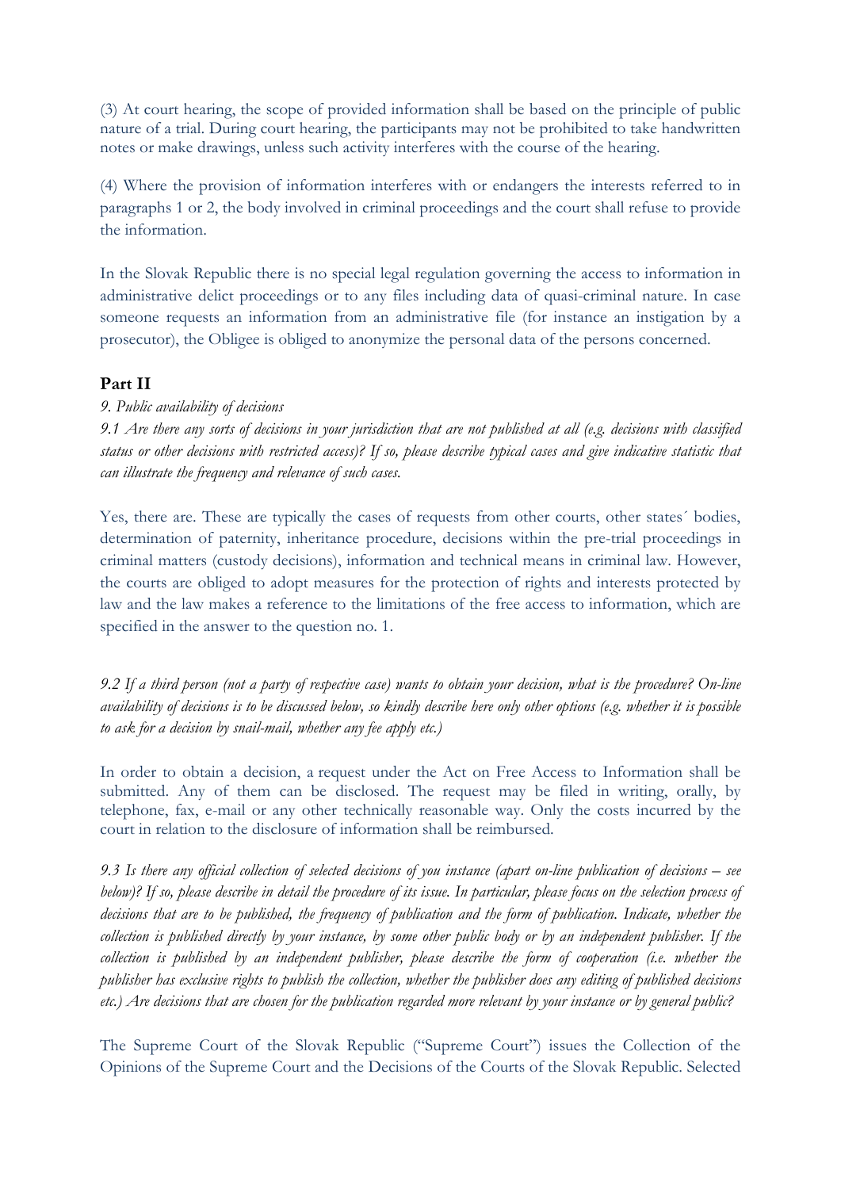(3) At court hearing, the scope of provided information shall be based on the principle of public nature of a trial. During court hearing, the participants may not be prohibited to take handwritten notes or make drawings, unless such activity interferes with the course of the hearing.

(4) Where the provision of information interferes with or endangers the interests referred to in paragraphs 1 or 2, the body involved in criminal proceedings and the court shall refuse to provide the information.

In the Slovak Republic there is no special legal regulation governing the access to information in administrative delict proceedings or to any files including data of quasi-criminal nature. In case someone requests an information from an administrative file (for instance an instigation by a prosecutor), the Obligee is obliged to anonymize the personal data of the persons concerned.

## Part II

*9. Public availability of decisions*

*9.1 Are there any sorts of decisions in your jurisdiction that are not published at all (e.g. decisions with classified status or other decisions with restricted access)? If so, please describe typical cases and give indicative statistic that can illustrate the frequency and relevance of such cases.*

Yes, there are. These are typically the cases of requests from other courts, other states´ bodies, determination of paternity, inheritance procedure, decisions within the pre-trial proceedings in criminal matters (custody decisions), information and technical means in criminal law. However, the courts are obliged to adopt measures for the protection of rights and interests protected by law and the law makes a reference to the limitations of the free access to information, which are specified in the answer to the question no. 1.

*9.2 If a third person (not a party of respective case) wants to obtain your decision, what is the procedure? On-line availability of decisions is to be discussed below, so kindly describe here only other options (e.g. whether it is possible to ask for a decision by snail-mail, whether any fee apply etc.)*

In order to obtain a decision, a request under the Act on Free Access to Information shall be submitted. Any of them can be disclosed. The request may be filed in writing, orally, by telephone, fax, e-mail or any other technically reasonable way. Only the costs incurred by the court in relation to the disclosure of information shall be reimbursed.

*9.3 Is there any official collection of selected decisions of you instance (apart on-line publication of decisions – see below)? If so, please describe in detail the procedure of its issue. In particular, please focus on the selection process of decisions that are to be published, the frequency of publication and the form of publication. Indicate, whether the collection is published directly by your instance, by some other public body or by an independent publisher. If the collection is published by an independent publisher, please describe the form of cooperation (i.e. whether the publisher has exclusive rights to publish the collection, whether the publisher does any editing of published decisions etc.) Are decisions that are chosen for the publication regarded more relevant by your instance or by general public?*

The Supreme Court of the Slovak Republic ("Supreme Court") issues the Collection of the Opinions of the Supreme Court and the Decisions of the Courts of the Slovak Republic. Selected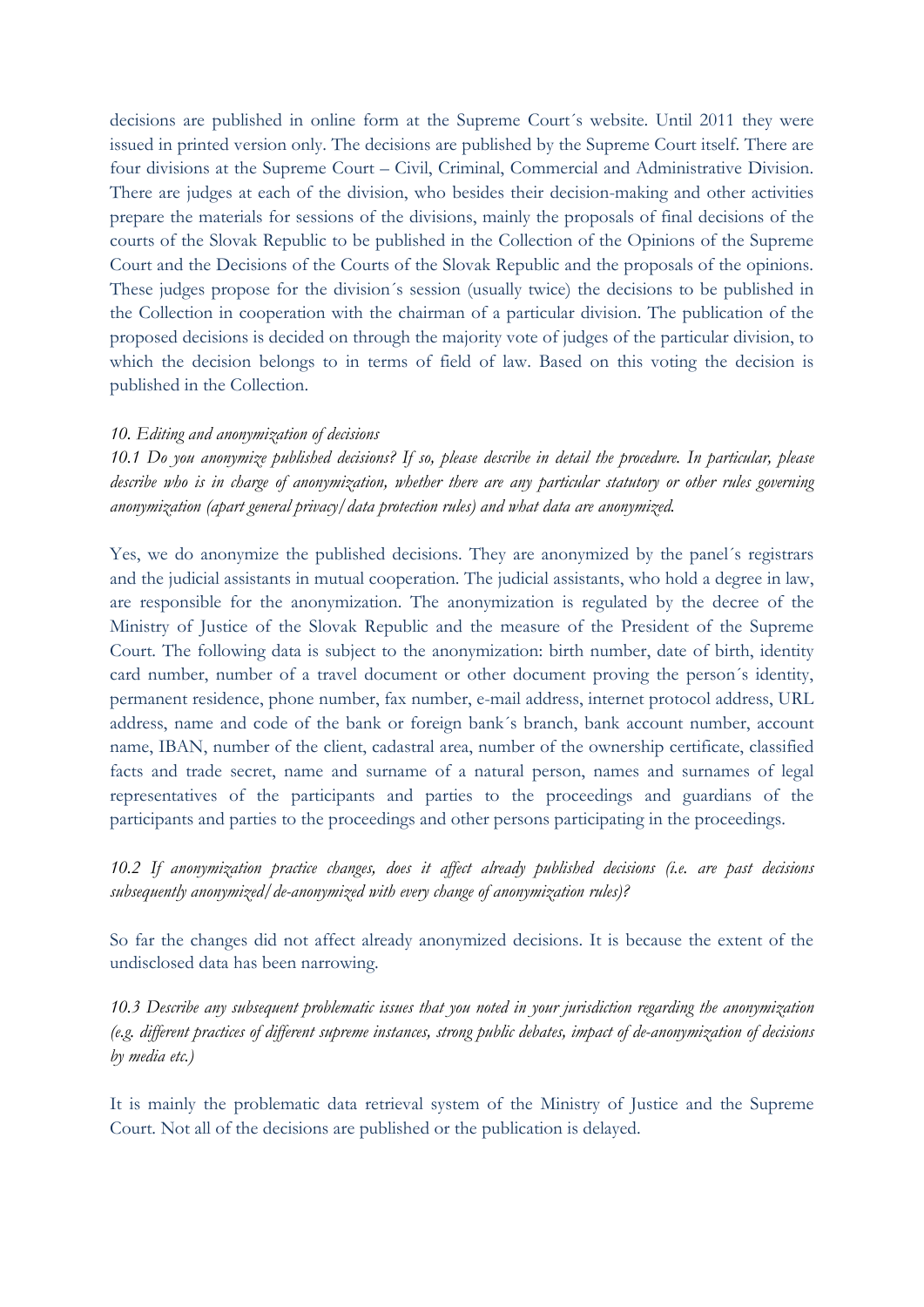decisions are published in online form at the Supreme Court´s website. Until 2011 they were issued in printed version only. The decisions are published by the Supreme Court itself. There are four divisions at the Supreme Court – Civil, Criminal, Commercial and Administrative Division. There are judges at each of the division, who besides their decision-making and other activities prepare the materials for sessions of the divisions, mainly the proposals of final decisions of the courts of the Slovak Republic to be published in the Collection of the Opinions of the Supreme Court and the Decisions of the Courts of the Slovak Republic and the proposals of the opinions. These judges propose for the division´s session (usually twice) the decisions to be published in the Collection in cooperation with the chairman of a particular division. The publication of the proposed decisions is decided on through the majority vote of judges of the particular division, to which the decision belongs to in terms of field of law. Based on this voting the decision is published in the Collection.

*10. Editing and anonymization of decisions*

*10.1 Do you anonymize published decisions? If so, please describe in detail the procedure. In particular, please describe who is in charge of anonymization, whether there are any particular statutory or other rules governing anonymization (apart general privacy/data protection rules) and what data are anonymized.*

Yes, we do anonymize the published decisions. They are anonymized by the panel´s registrars and the judicial assistants in mutual cooperation. The judicial assistants, who hold a degree in law, are responsible for the anonymization. The anonymization is regulated by the decree of the Ministry of Justice of the Slovak Republic and the measure of the President of the Supreme Court. The following data is subject to the anonymization: birth number, date of birth, identity card number, number of a travel document or other document proving the person´s identity, permanent residence, phone number, fax number, e-mail address, internet protocol address, URL address, name and code of the bank or foreign bank´s branch, bank account number, account name, IBAN, number of the client, cadastral area, number of the ownership certificate, classified facts and trade secret, name and surname of a natural person, names and surnames of legal representatives of the participants and parties to the proceedings and guardians of the participants and parties to the proceedings and other persons participating in the proceedings.

*10.2 If anonymization practice changes, does it affect already published decisions (i.e. are past decisions subsequently anonymized/de-anonymized with every change of anonymization rules)?*

So far the changes did not affect already anonymized decisions. It is because the extent of the undisclosed data has been narrowing.

*10.3 Describe any subsequent problematic issues that you noted in your jurisdiction regarding the anonymization (e.g. different practices of different supreme instances, strong public debates, impact of de-anonymization of decisions by media etc.)*

It is mainly the problematic data retrieval system of the Ministry of Justice and the Supreme Court. Not all of the decisions are published or the publication is delayed.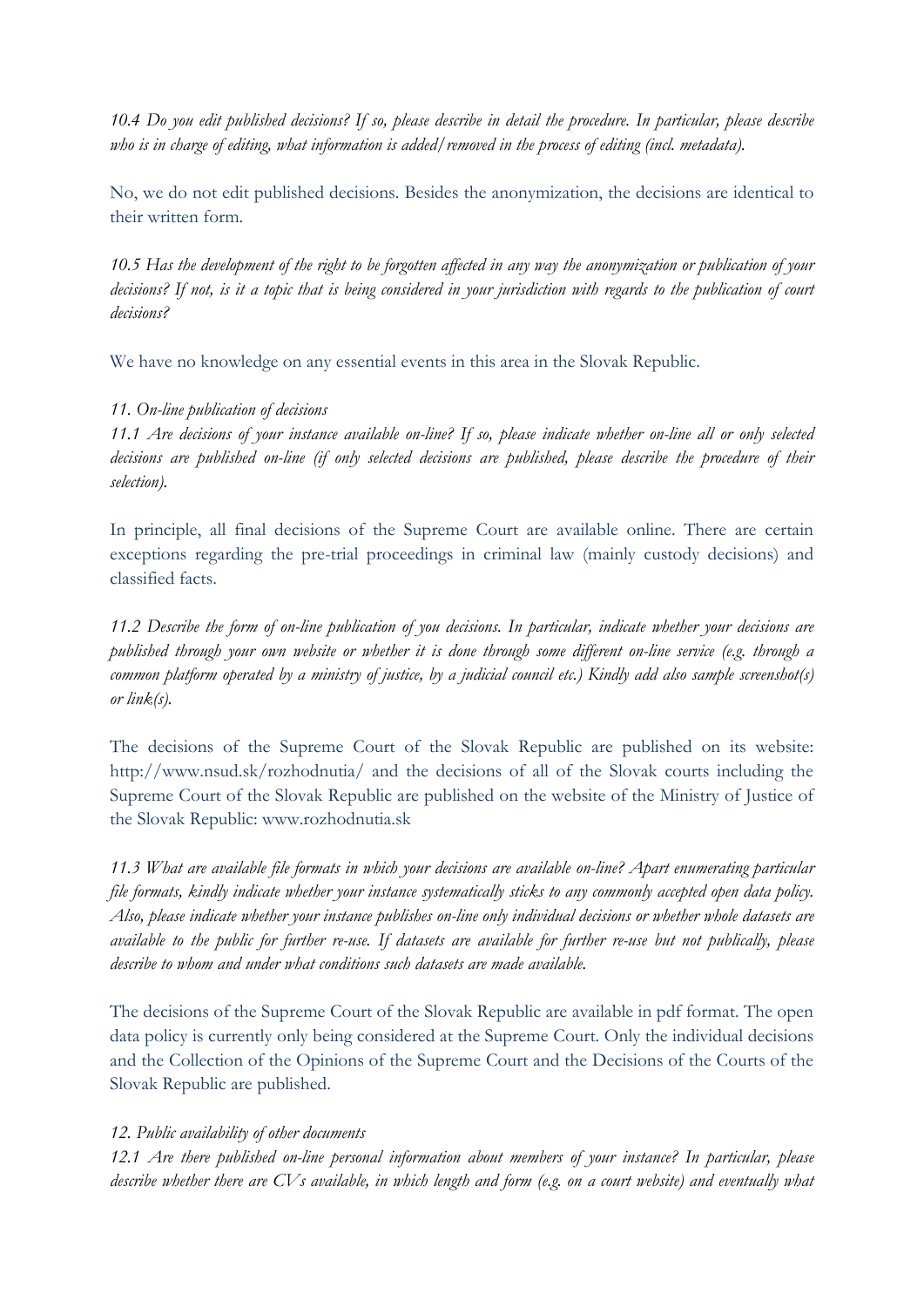*10.4 Do you edit published decisions? If so, please describe in detail the procedure. In particular, please describe who is in charge of editing, what information is added/removed in the process of editing (incl. metadata).*

No, we do not edit published decisions. Besides the anonymization, the decisions are identical to their written form.

*10.5 Has the development of the right to be forgotten affected in any way the anonymization or publication of your decisions? If not, is it a topic that is being considered in your jurisdiction with regards to the publication of court decisions?*

We have no knowledge on any essential events in this area in the Slovak Republic.

*11. On-line publication of decisions*

*11.1 Are decisions of your instance available on-line? If so, please indicate whether on-line all or only selected decisions are published on-line (if only selected decisions are published, please describe the procedure of their selection).*

In principle, all final decisions of the Supreme Court are available online. There are certain exceptions regarding the pre-trial proceedings in criminal law (mainly custody decisions) and classified facts.

*11.2 Describe the form of on-line publication of you decisions. In particular, indicate whether your decisions are published through your own website or whether it is done through some different on-line service (e.g. through a common platform operated by a ministry of justice, by a judicial council etc.) Kindly add also sample screenshot(s) or link(s).*

The decisions of the Supreme Court of the Slovak Republic are published on its website: http://www.nsud.sk/rozhodnutia/ and the decisions of all of the Slovak courts including the Supreme Court of the Slovak Republic are published on the website of the Ministry of Justice of the Slovak Republic: www.rozhodnutia.sk

*11.3 What are available file formats in which your decisions are available on-line? Apart enumerating particular file formats, kindly indicate whether your instance systematically sticks to any commonly accepted open data policy. Also, please indicate whether your instance publishes on-line only individual decisions or whether whole datasets are available to the public for further re-use. If datasets are available for further re-use but not publically, please describe to whom and under what conditions such datasets are made available.*

The decisions of the Supreme Court of the Slovak Republic are available in pdf format. The open data policy is currently only being considered at the Supreme Court. Only the individual decisions and the Collection of the Opinions of the Supreme Court and the Decisions of the Courts of the Slovak Republic are published.

*12. Public availability of other documents*

*12.1 Are there published on-line personal information about members of your instance? In particular, please describe whether there are CVs available, in which length and form (e.g. on a court website) and eventually what*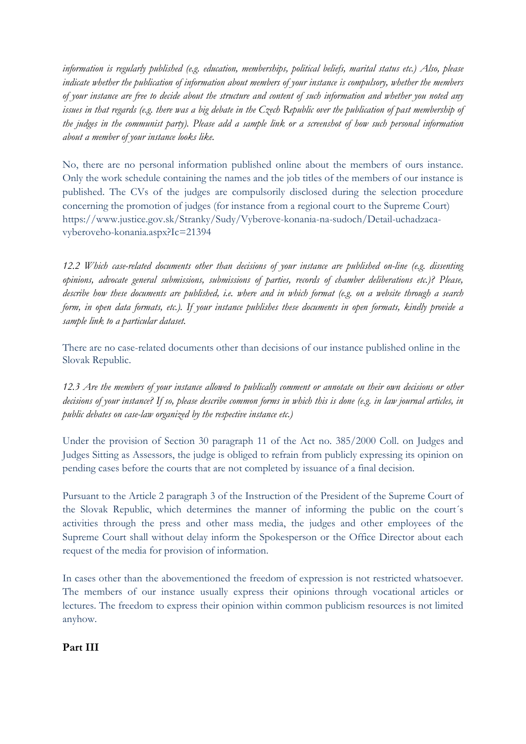*information is regularly published (e.g. education, memberships, political beliefs, marital status etc.) Also, please indicate whether the publication of information about members of your instance is compulsory, whether the members of your instance are free to decide about the structure and content of such information and whether you noted any issues in that regards (e.g. there was a big debate in the Czech Republic over the publication of past membership of the judges in the communist party). Please add a sample link or a screenshot of how such personal information about a member of your instance looks like.*

No, there are no personal information published online about the members of ours instance. Only the work schedule containing the names and the job titles of the members of our instance is published. The CVs of the judges are compulsorily disclosed during the selection procedure concerning the promotion of judges (for instance from a regional court to the Supreme Court) https://www.justice.gov.sk/Stranky/Sudy/Vyberove-konania-na-sudoch/Detail-uchadzaca-vyberoveho-konania.aspx?Ic=21394

*12.2 Which case-related documents other than decisions of your instance are published on-line (e.g. dissenting opinions, advocate general submissions, submissions of parties, records of chamber deliberations etc.)? Please, describe how these documents are published, i.e. where and in which format (e.g. on a website through a search form, in open data formats, etc.). If your instance publishes these documents in open formats, kindly provide a sample link to a particular dataset.*

There are no case-related documents other than decisions of our instance published online in the Slovak Republic.

*12.3 Are the members of your instance allowed to publically comment or annotate on their own decisions or other decisions of your instance? If so, please describe common forms in which this is done (e.g. in law journal articles, in public debates on case-law organized by the respective instance etc.)*

Under the provision of Section 30 paragraph 11 of the Act no. 385/2000 Coll. on Judges and Judges Sitting as Assessors, the judge is obliged to refrain from publicly expressing its opinion on pending cases before the courts that are not completed by issuance of a final decision.

Pursuant to the Article 2 paragraph 3 of the Instruction of the President of the Supreme Court of the Slovak Republic, which determines the manner of informing the public on the court´s activities through the press and other mass media, the judges and other employees of the Supreme Court shall without delay inform the Spokesperson or the Office Director about each request of the media for provision of information.

In cases other than the abovementioned the freedom of expression is not restricted whatsoever. The members of our instance usually express their opinions through vocational articles or lectures. The freedom to express their opinion within common publicism resources is not limited anyhow.

## Part III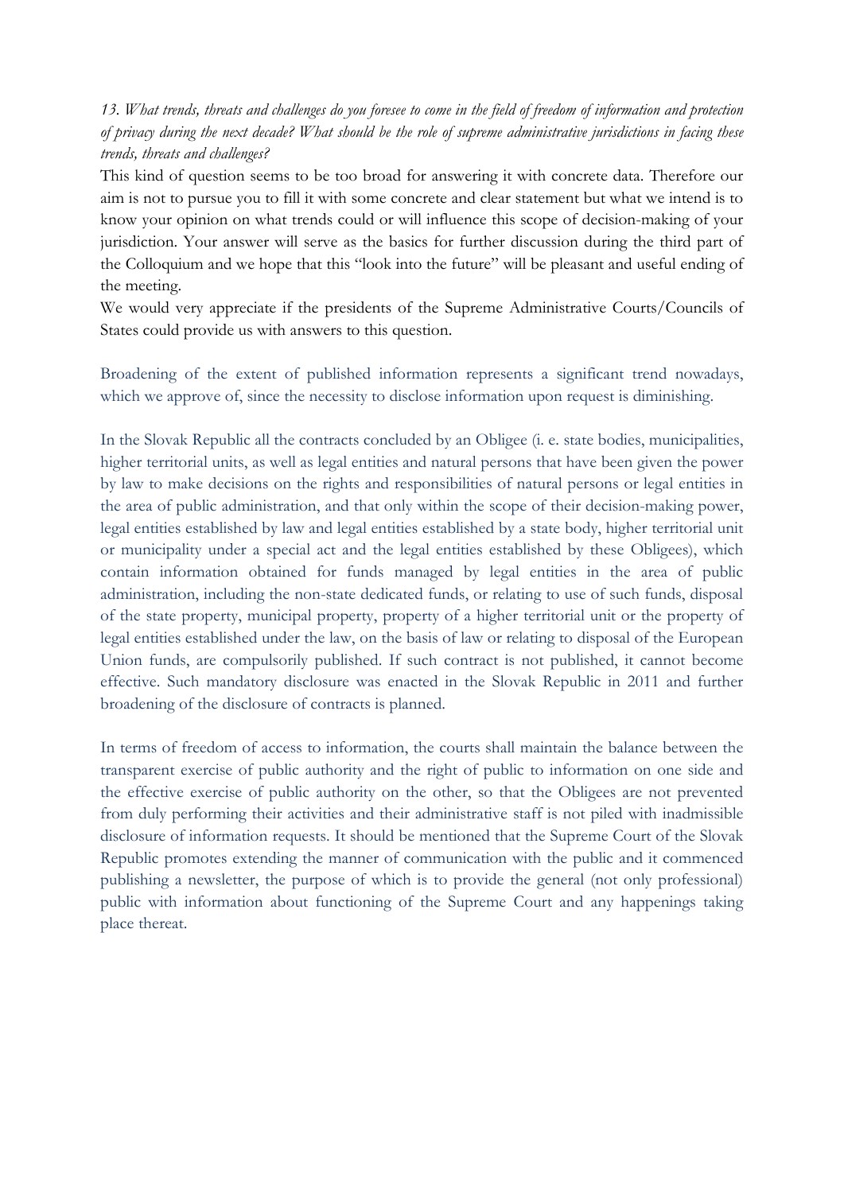*13. What trends, threats and challenges do you foresee to come in the field of freedom of information and protection of privacy during the next decade? What should be the role of supreme administrative jurisdictions in facing these trends, threats and challenges?*

This kind of question seems to be too broad for answering it with concrete data. Therefore our aim is not to pursue you to fill it with some concrete and clear statement but what we intend is to know your opinion on what trends could or will influence this scope of decision-making of your jurisdiction. Your answer will serve as the basics for further discussion during the third part of the Colloquium and we hope that this "look into the future" will be pleasant and useful ending of the meeting.

We would very appreciate if the presidents of the Supreme Administrative Courts/Councils of States could provide us with answers to this question.

Broadening of the extent of published information represents a significant trend nowadays, which we approve of, since the necessity to disclose information upon request is diminishing.

In the Slovak Republic all the contracts concluded by an Obligee (i. e. state bodies, municipalities, higher territorial units, as well as legal entities and natural persons that have been given the power by law to make decisions on the rights and responsibilities of natural persons or legal entities in the area of public administration, and that only within the scope of their decision-making power, legal entities established by law and legal entities established by a state body, higher territorial unit or municipality under a special act and the legal entities established by these Obligees), which contain information obtained for funds managed by legal entities in the area of public administration, including the non-state dedicated funds, or relating to use of such funds, disposal of the state property, municipal property, property of a higher territorial unit or the property of legal entities established under the law, on the basis of law or relating to disposal of the European Union funds, are compulsorily published. If such contract is not published, it cannot become effective. Such mandatory disclosure was enacted in the Slovak Republic in 2011 and further broadening of the disclosure of contracts is planned.

In terms of freedom of access to information, the courts shall maintain the balance between the transparent exercise of public authority and the right of public to information on one side and the effective exercise of public authority on the other, so that the Obligees are not prevented from duly performing their activities and their administrative staff is not piled with inadmissible disclosure of information requests. It should be mentioned that the Supreme Court of the Slovak Republic promotes extending the manner of communication with the public and it commenced publishing a newsletter, the purpose of which is to provide the general (not only professional) public with information about functioning of the Supreme Court and any happenings taking place thereat.